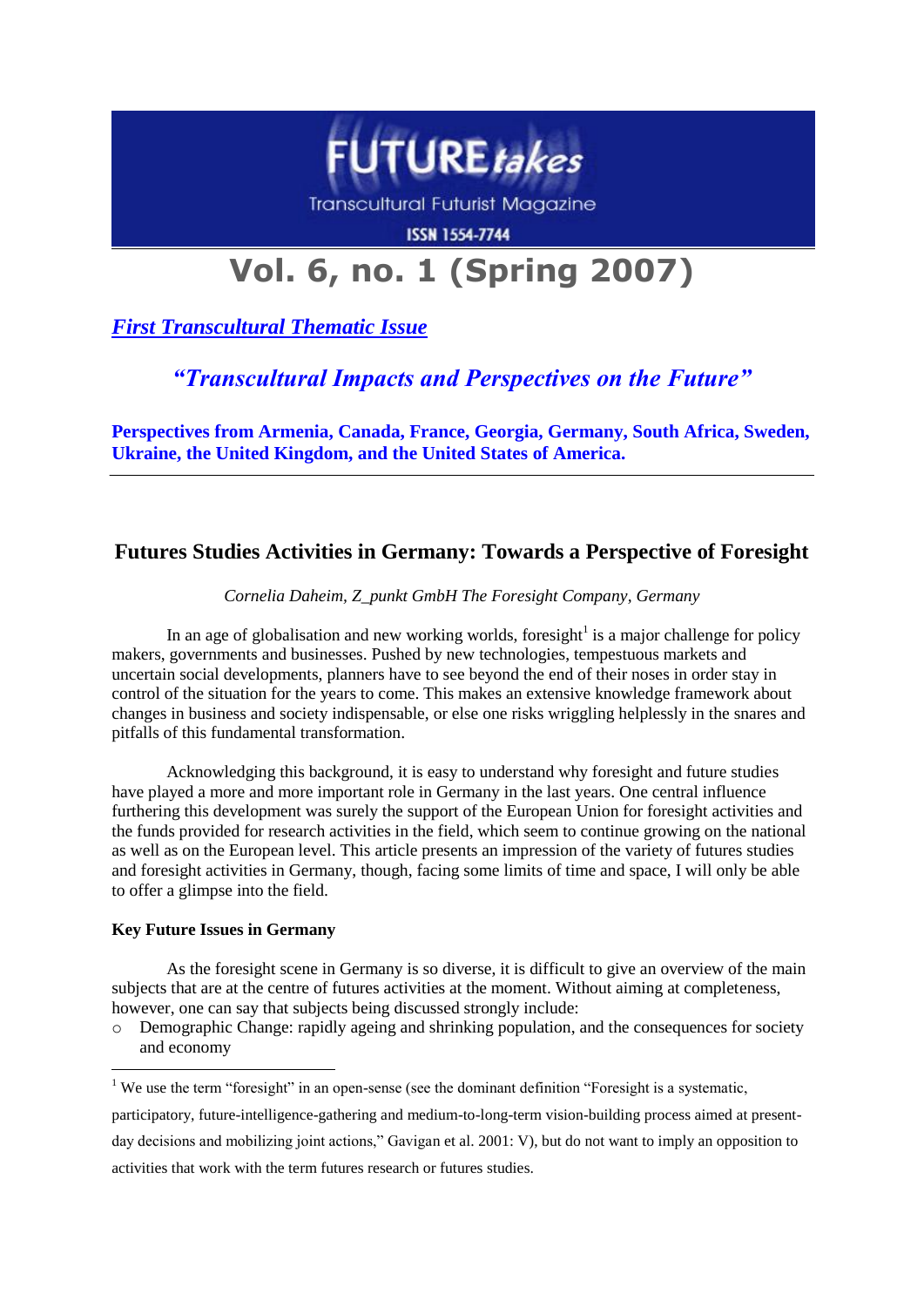# FUTURE*takes*

Transcultural Futurist Magazine

ISSN 1554-7744

# Vol. 6, no. 1 (Spring 2007)

***First Transcultural Thematic Issue***

## *"Transcultural Impacts and Perspectives on the Future"*

**Perspectives from Armenia, Canada, France, Georgia, Germany, South Africa, Sweden, Ukraine, the United Kingdom, and the United States of America.**

---

## Futures Studies Activities in Germany: Towards a Perspective of Foresight

*Cornelia Daheim, Z_punkt GmbH The Foresight Company, Germany*

In an age of globalisation and new working worlds, foresight[1] is a major challenge for policy makers, governments and businesses. Pushed by new technologies, tempestuous markets and uncertain social developments, planners have to see beyond the end of their noses in order stay in control of the situation for the years to come. This makes an extensive knowledge framework about changes in business and society indispensable, or else one risks wriggling helplessly in the snares and pitfalls of this fundamental transformation.

Acknowledging this background, it is easy to understand why foresight and future studies have played a more and more important role in Germany in the last years. One central influence furthering this development was surely the support of the European Union for foresight activities and the funds provided for research activities in the field, which seem to continue growing on the national as well as on the European level. This article presents an impression of the variety of futures studies and foresight activities in Germany, though, facing some limits of time and space, I will only be able to offer a glimpse into the field.

**Key Future Issues in Germany**

As the foresight scene in Germany is so diverse, it is difficult to give an overview of the main subjects that are at the centre of futures activities at the moment. Without aiming at completeness, however, one can say that subjects being discussed strongly include:

- Demographic Change: rapidly ageing and shrinking population, and the consequences for society and economy

[1] We use the term "foresight" in an open-sense (see the dominant definition "Foresight is a systematic, participatory, future-intelligence-gathering and medium-to-long-term vision-building process aimed at present-day decisions and mobilizing joint actions," Gavigan et al. 2001: V), but do not want to imply an opposition to activities that work with the term futures research or futures studies.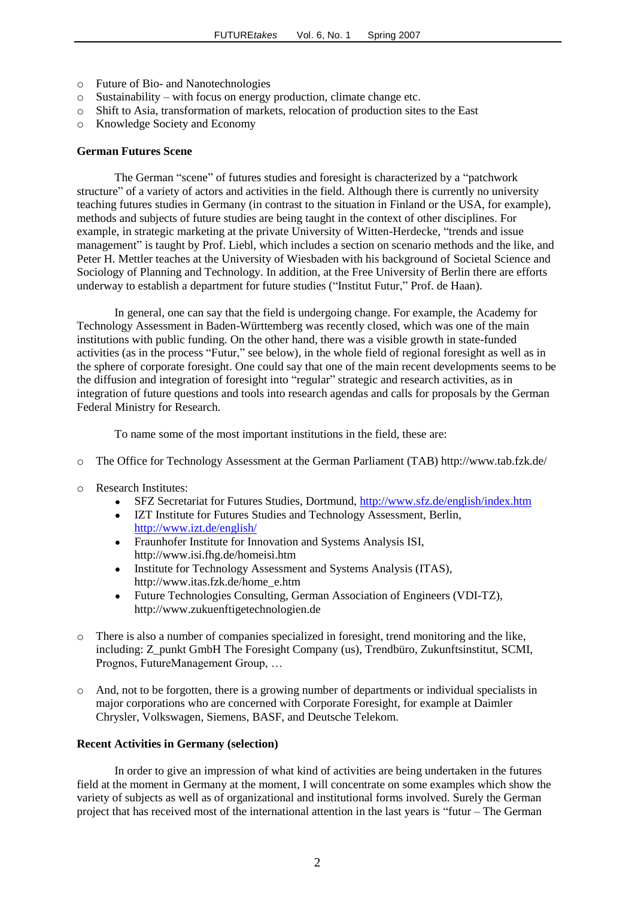- Future of Bio- and Nanotechnologies
- Sustainability – with focus on energy production, climate change etc.
- Shift to Asia, transformation of markets, relocation of production sites to the East
- Knowledge Society and Economy

**German Futures Scene**

The German "scene" of futures studies and foresight is characterized by a "patchwork structure" of a variety of actors and activities in the field. Although there is currently no university teaching futures studies in Germany (in contrast to the situation in Finland or the USA, for example), methods and subjects of future studies are being taught in the context of other disciplines. For example, in strategic marketing at the private University of Witten-Herdecke, "trends and issue management" is taught by Prof. Liebl, which includes a section on scenario methods and the like, and Peter H. Mettler teaches at the University of Wiesbaden with his background of Societal Science and Sociology of Planning and Technology. In addition, at the Free University of Berlin there are efforts underway to establish a department for future studies ("Institut Futur," Prof. de Haan).

In general, one can say that the field is undergoing change. For example, the Academy for Technology Assessment in Baden-Württemberg was recently closed, which was one of the main institutions with public funding. On the other hand, there was a visible growth in state-funded activities (as in the process "Futur," see below), in the whole field of regional foresight as well as in the sphere of corporate foresight. One could say that one of the main recent developments seems to be the diffusion and integration of foresight into "regular" strategic and research activities, as in integration of future questions and tools into research agendas and calls for proposals by the German Federal Ministry for Research.

To name some of the most important institutions in the field, these are:

- The Office for Technology Assessment at the German Parliament (TAB) http://www.tab.fzk.de/

- Research Institutes:
  - SFZ Secretariat for Futures Studies, Dortmund, http://www.sfz.de/english/index.htm
  - IZT Institute for Futures Studies and Technology Assessment, Berlin, http://www.izt.de/english/
  - Fraunhofer Institute for Innovation and Systems Analysis ISI, http://www.isi.fhg.de/homeisi.htm
  - Institute for Technology Assessment and Systems Analysis (ITAS), http://www.itas.fzk.de/home_e.htm
  - Future Technologies Consulting, German Association of Engineers (VDI-TZ), http://www.zukuenftigetechnologien.de

- There is also a number of companies specialized in foresight, trend monitoring and the like, including: Z_punkt GmbH The Foresight Company (us), Trendbüro, Zukunftsinstitut, SCMI, Prognos, FutureManagement Group, …

- And, not to be forgotten, there is a growing number of departments or individual specialists in major corporations who are concerned with Corporate Foresight, for example at Daimler Chrysler, Volkswagen, Siemens, BASF, and Deutsche Telekom.

**Recent Activities in Germany (selection)**

In order to give an impression of what kind of activities are being undertaken in the futures field at the moment in Germany at the moment, I will concentrate on some examples which show the variety of subjects as well as of organizational and institutional forms involved. Surely the German project that has received most of the international attention in the last years is "futur – The German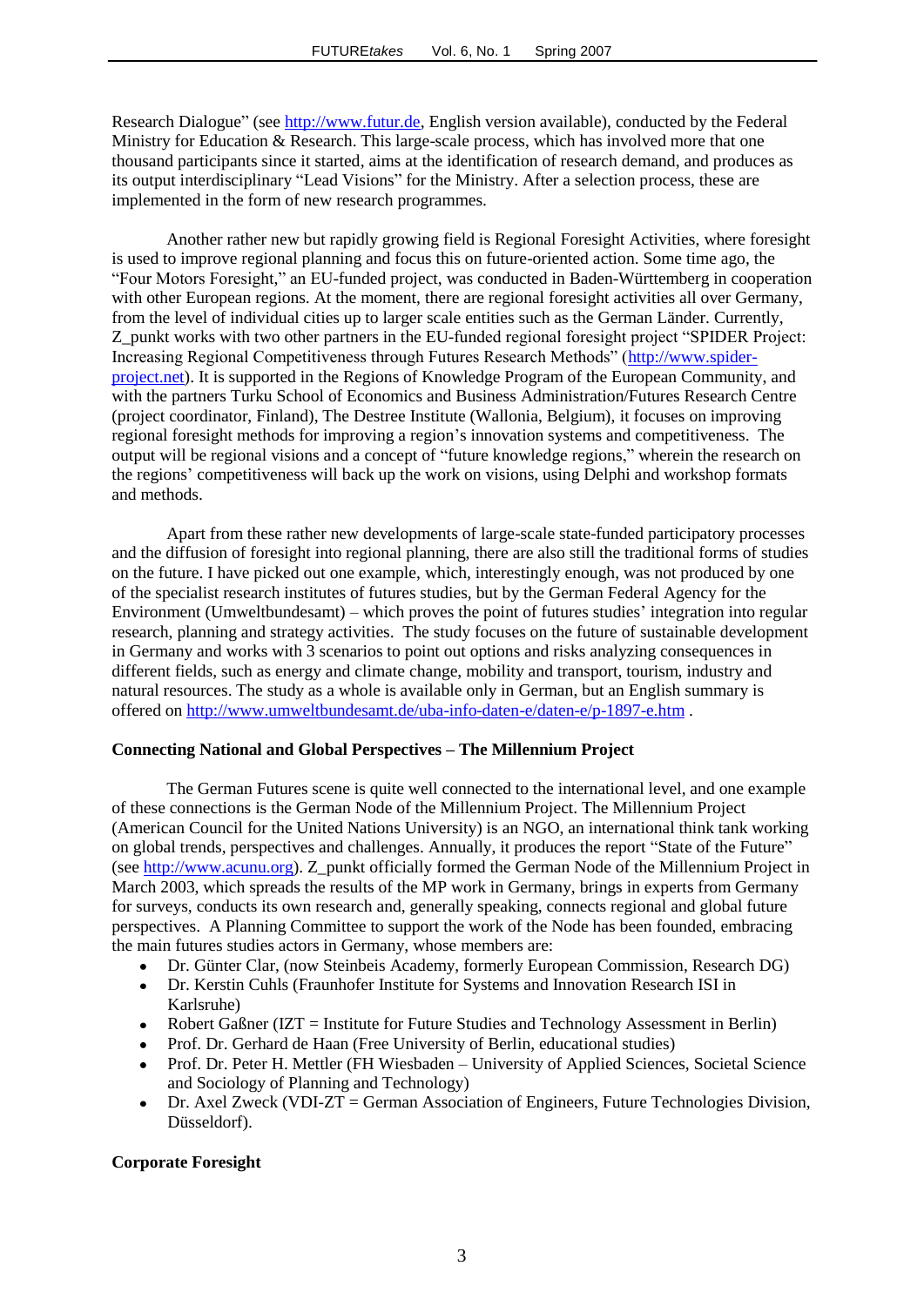Research Dialogue" (see http://www.futur.de, English version available), conducted by the Federal Ministry for Education & Research. This large-scale process, which has involved more that one thousand participants since it started, aims at the identification of research demand, and produces as its output interdisciplinary "Lead Visions" for the Ministry. After a selection process, these are implemented in the form of new research programmes.

Another rather new but rapidly growing field is Regional Foresight Activities, where foresight is used to improve regional planning and focus this on future-oriented action. Some time ago, the "Four Motors Foresight," an EU-funded project, was conducted in Baden-Württemberg in cooperation with other European regions. At the moment, there are regional foresight activities all over Germany, from the level of individual cities up to larger scale entities such as the German Länder. Currently, Z_punkt works with two other partners in the EU-funded regional foresight project "SPIDER Project: Increasing Regional Competitiveness through Futures Research Methods" (http://www.spider-project.net). It is supported in the Regions of Knowledge Program of the European Community, and with the partners Turku School of Economics and Business Administration/Futures Research Centre (project coordinator, Finland), The Destree Institute (Wallonia, Belgium), it focuses on improving regional foresight methods for improving a region's innovation systems and competitiveness. The output will be regional visions and a concept of "future knowledge regions," wherein the research on the regions' competitiveness will back up the work on visions, using Delphi and workshop formats and methods.

Apart from these rather new developments of large-scale state-funded participatory processes and the diffusion of foresight into regional planning, there are also still the traditional forms of studies on the future. I have picked out one example, which, interestingly enough, was not produced by one of the specialist research institutes of futures studies, but by the German Federal Agency for the Environment (Umweltbundesamt) – which proves the point of futures studies' integration into regular research, planning and strategy activities. The study focuses on the future of sustainable development in Germany and works with 3 scenarios to point out options and risks analyzing consequences in different fields, such as energy and climate change, mobility and transport, tourism, industry and natural resources. The study as a whole is available only in German, but an English summary is offered on http://www.umweltbundesamt.de/uba-info-daten-e/daten-e/p-1897-e.htm .

**Connecting National and Global Perspectives – The Millennium Project**

The German Futures scene is quite well connected to the international level, and one example of these connections is the German Node of the Millennium Project. The Millennium Project (American Council for the United Nations University) is an NGO, an international think tank working on global trends, perspectives and challenges. Annually, it produces the report "State of the Future" (see http://www.acunu.org). Z_punkt officially formed the German Node of the Millennium Project in March 2003, which spreads the results of the MP work in Germany, brings in experts from Germany for surveys, conducts its own research and, generally speaking, connects regional and global future perspectives. A Planning Committee to support the work of the Node has been founded, embracing the main futures studies actors in Germany, whose members are:

- Dr. Günter Clar, (now Steinbeis Academy, formerly European Commission, Research DG)
- Dr. Kerstin Cuhls (Fraunhofer Institute for Systems and Innovation Research ISI in Karlsruhe)
- Robert Gaßner (IZT = Institute for Future Studies and Technology Assessment in Berlin)
- Prof. Dr. Gerhard de Haan (Free University of Berlin, educational studies)
- Prof. Dr. Peter H. Mettler (FH Wiesbaden – University of Applied Sciences, Societal Science and Sociology of Planning and Technology)
- Dr. Axel Zweck (VDI-ZT = German Association of Engineers, Future Technologies Division, Düsseldorf).

**Corporate Foresight**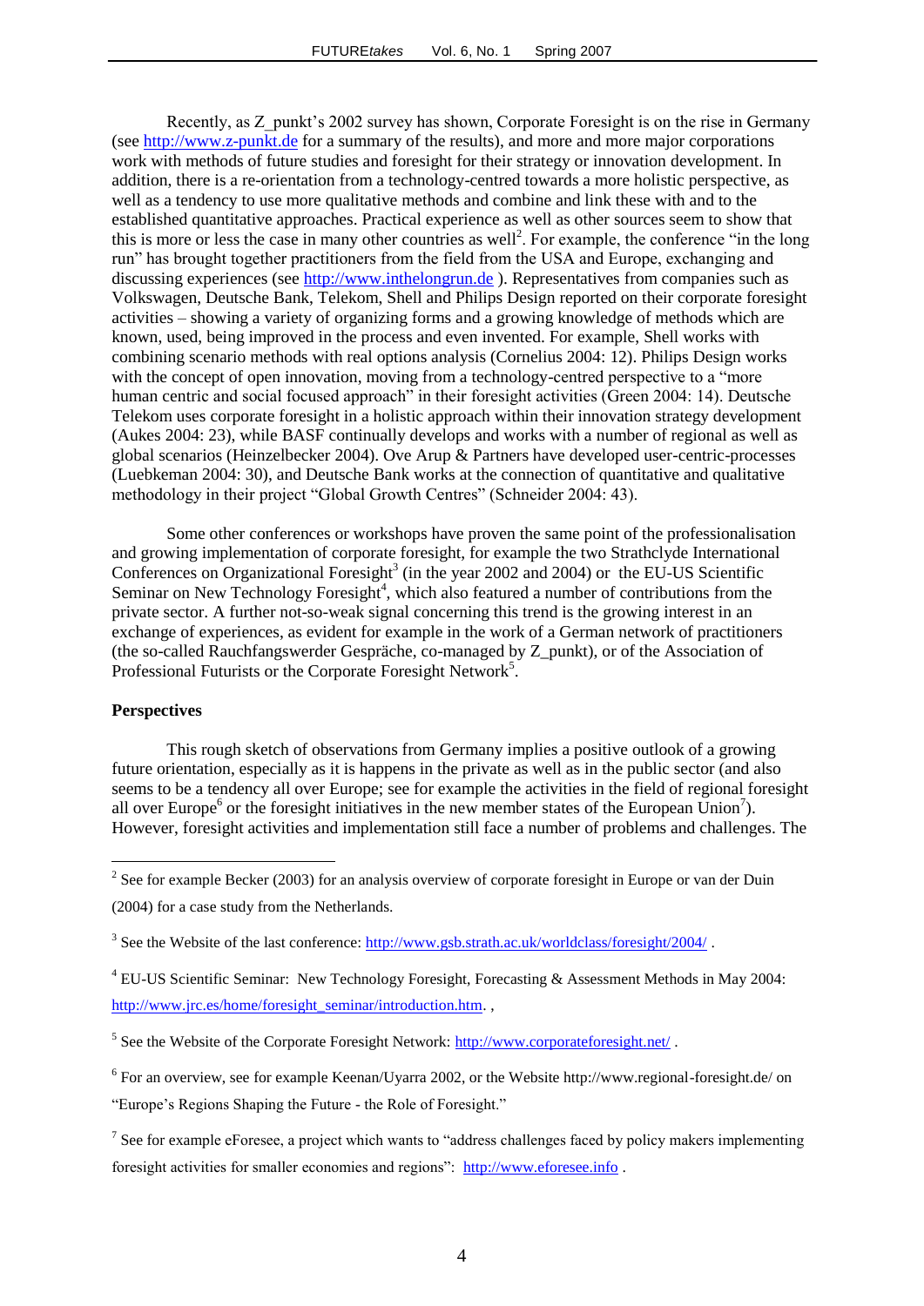Recently, as Z_punkt's 2002 survey has shown, Corporate Foresight is on the rise in Germany (see http://www.z-punkt.de for a summary of the results), and more and more major corporations work with methods of future studies and foresight for their strategy or innovation development. In addition, there is a re-orientation from a technology-centred towards a more holistic perspective, as well as a tendency to use more qualitative methods and combine and link these with and to the established quantitative approaches. Practical experience as well as other sources seem to show that this is more or less the case in many other countries as well[2]. For example, the conference "in the long run" has brought together practitioners from the field from the USA and Europe, exchanging and discussing experiences (see http://www.inthelongrun.de ). Representatives from companies such as Volkswagen, Deutsche Bank, Telekom, Shell and Philips Design reported on their corporate foresight activities – showing a variety of organizing forms and a growing knowledge of methods which are known, used, being improved in the process and even invented. For example, Shell works with combining scenario methods with real options analysis (Cornelius 2004: 12). Philips Design works with the concept of open innovation, moving from a technology-centred perspective to a "more human centric and social focused approach" in their foresight activities (Green 2004: 14). Deutsche Telekom uses corporate foresight in a holistic approach within their innovation strategy development (Aukes 2004: 23), while BASF continually develops and works with a number of regional as well as global scenarios (Heinzelbecker 2004). Ove Arup & Partners have developed user-centric-processes (Luebkeman 2004: 30), and Deutsche Bank works at the connection of quantitative and qualitative methodology in their project "Global Growth Centres" (Schneider 2004: 43).

Some other conferences or workshops have proven the same point of the professionalisation and growing implementation of corporate foresight, for example the two Strathclyde International Conferences on Organizational Foresight[3] (in the year 2002 and 2004) or the EU-US Scientific Seminar on New Technology Foresight[4], which also featured a number of contributions from the private sector. A further not-so-weak signal concerning this trend is the growing interest in an exchange of experiences, as evident for example in the work of a German network of practitioners (the so-called Rauchfangswerder Gespräche, co-managed by Z_punkt), or of the Association of Professional Futurists or the Corporate Foresight Network[5].

**Perspectives**

This rough sketch of observations from Germany implies a positive outlook of a growing future orientation, especially as it is happens in the private as well as in the public sector (and also seems to be a tendency all over Europe; see for example the activities in the field of regional foresight all over Europe[6] or the foresight initiatives in the new member states of the European Union[7]). However, foresight activities and implementation still face a number of problems and challenges. The

---

[2] See for example Becker (2003) for an analysis overview of corporate foresight in Europe or van der Duin (2004) for a case study from the Netherlands.

[3] See the Website of the last conference: http://www.gsb.strath.ac.uk/worldclass/foresight/2004/ .

[4] EU-US Scientific Seminar: New Technology Foresight, Forecasting & Assessment Methods in May 2004: http://www.jrc.es/home/foresight_seminar/introduction.htm. ,

[5] See the Website of the Corporate Foresight Network: http://www.corporateforesight.net/ .

[6] For an overview, see for example Keenan/Uyarra 2002, or the Website http://www.regional-foresight.de/ on "Europe's Regions Shaping the Future - the Role of Foresight."

[7] See for example eForesee, a project which wants to "address challenges faced by policy makers implementing foresight activities for smaller economies and regions": http://www.eforesee.info .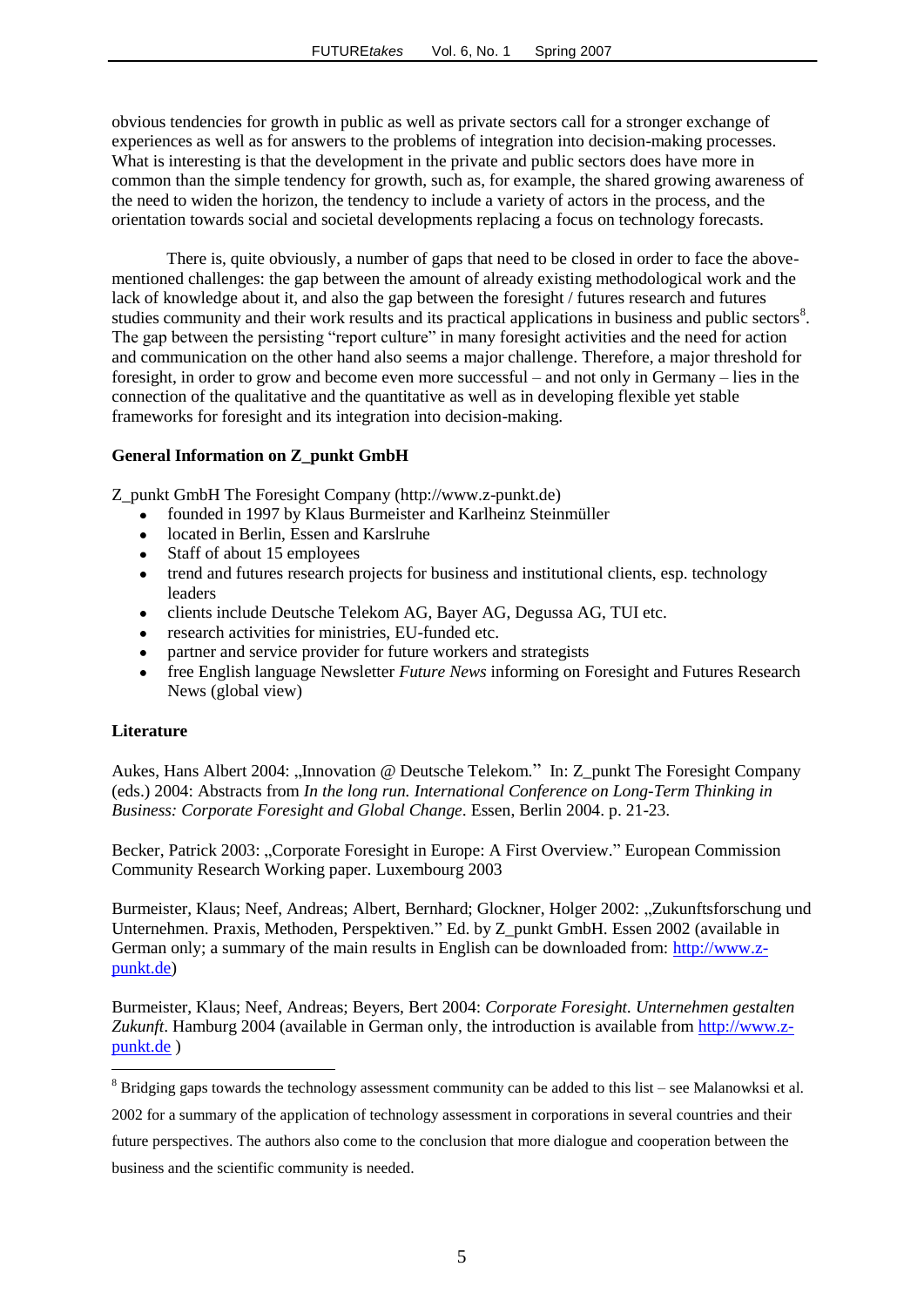obvious tendencies for growth in public as well as private sectors call for a stronger exchange of experiences as well as for answers to the problems of integration into decision-making processes. What is interesting is that the development in the private and public sectors does have more in common than the simple tendency for growth, such as, for example, the shared growing awareness of the need to widen the horizon, the tendency to include a variety of actors in the process, and the orientation towards social and societal developments replacing a focus on technology forecasts.

There is, quite obviously, a number of gaps that need to be closed in order to face the above-mentioned challenges: the gap between the amount of already existing methodological work and the lack of knowledge about it, and also the gap between the foresight / futures research and futures studies community and their work results and its practical applications in business and public sectors[8]. The gap between the persisting "report culture" in many foresight activities and the need for action and communication on the other hand also seems a major challenge. Therefore, a major threshold for foresight, in order to grow and become even more successful – and not only in Germany – lies in the connection of the qualitative and the quantitative as well as in developing flexible yet stable frameworks for foresight and its integration into decision-making.

**General Information on Z_punkt GmbH**

Z_punkt GmbH The Foresight Company (http://www.z-punkt.de)

- founded in 1997 by Klaus Burmeister and Karlheinz Steinmüller
- located in Berlin, Essen and Karslruhe
- Staff of about 15 employees
- trend and futures research projects for business and institutional clients, esp. technology leaders
- clients include Deutsche Telekom AG, Bayer AG, Degussa AG, TUI etc.
- research activities for ministries, EU-funded etc.
- partner and service provider for future workers and strategists
- free English language Newsletter *Future News* informing on Foresight and Futures Research News (global view)

**Literature**

Aukes, Hans Albert 2004: „Innovation @ Deutsche Telekom." In: Z_punkt The Foresight Company (eds.) 2004: Abstracts from *In the long run. International Conference on Long-Term Thinking in Business: Corporate Foresight and Global Change*. Essen, Berlin 2004. p. 21-23.

Becker, Patrick 2003: „Corporate Foresight in Europe: A First Overview." European Commission Community Research Working paper. Luxembourg 2003

Burmeister, Klaus; Neef, Andreas; Albert, Bernhard; Glockner, Holger 2002: „Zukunftsforschung und Unternehmen. Praxis, Methoden, Perspektiven." Ed. by Z_punkt GmbH. Essen 2002 (available in German only; a summary of the main results in English can be downloaded from: http://www.z-punkt.de)

Burmeister, Klaus; Neef, Andreas; Beyers, Bert 2004: *Corporate Foresight. Unternehmen gestalten Zukunft*. Hamburg 2004 (available in German only, the introduction is available from http://www.z-punkt.de )

[8] Bridging gaps towards the technology assessment community can be added to this list – see Malanowksi et al. 2002 for a summary of the application of technology assessment in corporations in several countries and their future perspectives. The authors also come to the conclusion that more dialogue and cooperation between the business and the scientific community is needed.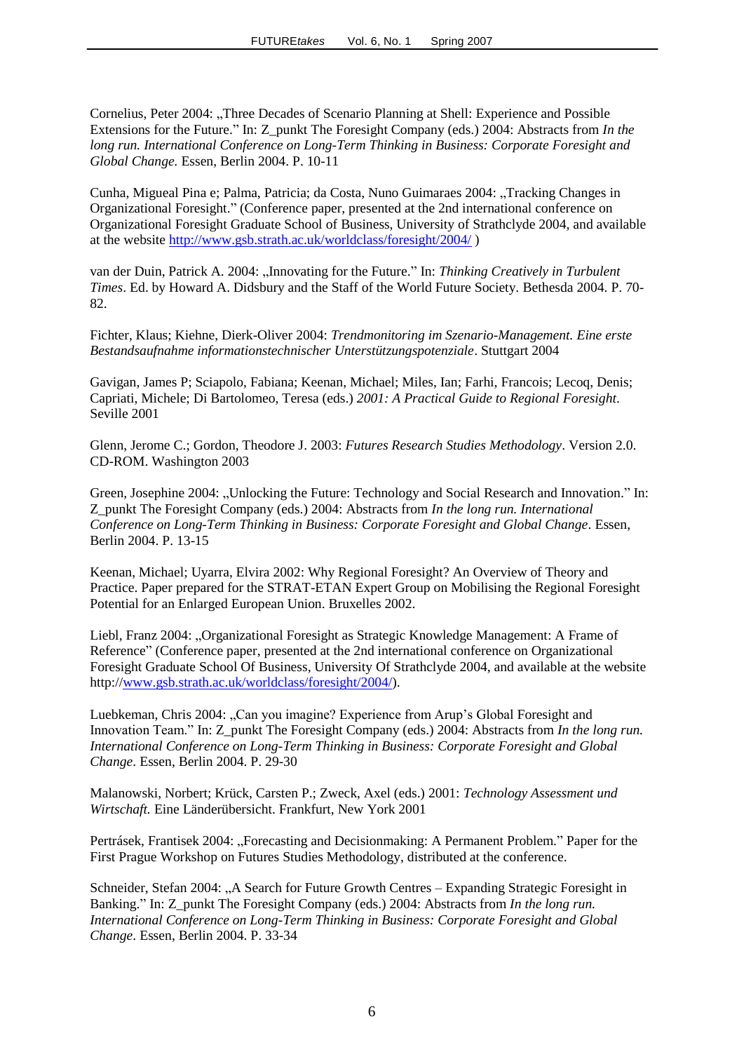Cornelius, Peter 2004: „Three Decades of Scenario Planning at Shell: Experience and Possible Extensions for the Future." In: Z_punkt The Foresight Company (eds.) 2004: Abstracts from *In the long run. International Conference on Long-Term Thinking in Business: Corporate Foresight and Global Change.* Essen, Berlin 2004. P. 10-11

Cunha, Migueal Pina e; Palma, Patricia; da Costa, Nuno Guimaraes 2004: „Tracking Changes in Organizational Foresight." (Conference paper, presented at the 2nd international conference on Organizational Foresight Graduate School of Business, University of Strathclyde 2004, and available at the website http://www.gsb.strath.ac.uk/worldclass/foresight/2004/ )

van der Duin, Patrick A. 2004: „Innovating for the Future." In: *Thinking Creatively in Turbulent Times*. Ed. by Howard A. Didsbury and the Staff of the World Future Society. Bethesda 2004. P. 70-82.

Fichter, Klaus; Kiehne, Dierk-Oliver 2004: *Trendmonitoring im Szenario-Management. Eine erste Bestandsaufnahme informationstechnischer Unterstützungspotenziale*. Stuttgart 2004

Gavigan, James P; Sciapolo, Fabiana; Keenan, Michael; Miles, Ian; Farhi, Francois; Lecoq, Denis; Capriati, Michele; Di Bartolomeo, Teresa (eds.) *2001: A Practical Guide to Regional Foresight*. Seville 2001

Glenn, Jerome C.; Gordon, Theodore J. 2003: *Futures Research Studies Methodology*. Version 2.0. CD-ROM. Washington 2003

Green, Josephine 2004: „Unlocking the Future: Technology and Social Research and Innovation." In: Z_punkt The Foresight Company (eds.) 2004: Abstracts from *In the long run. International Conference on Long-Term Thinking in Business: Corporate Foresight and Global Change*. Essen, Berlin 2004. P. 13-15

Keenan, Michael; Uyarra, Elvira 2002: Why Regional Foresight? An Overview of Theory and Practice. Paper prepared for the STRAT-ETAN Expert Group on Mobilising the Regional Foresight Potential for an Enlarged European Union. Bruxelles 2002.

Liebl, Franz 2004: „Organizational Foresight as Strategic Knowledge Management: A Frame of Reference" (Conference paper, presented at the 2nd international conference on Organizational Foresight Graduate School of Business, University Of Strathclyde 2004, and available at the website http://www.gsb.strath.ac.uk/worldclass/foresight/2004/).

Luebkeman, Chris 2004: „Can you imagine? Experience from Arup's Global Foresight and Innovation Team." In: Z_punkt The Foresight Company (eds.) 2004: Abstracts from *In the long run. International Conference on Long-Term Thinking in Business: Corporate Foresight and Global Change*. Essen, Berlin 2004. P. 29-30

Malanowski, Norbert; Krück, Carsten P.; Zweck, Axel (eds.) 2001: *Technology Assessment und Wirtschaft.* Eine Länderübersicht. Frankfurt, New York 2001

Pertrásek, Frantisek 2004: „Forecasting and Decisionmaking: A Permanent Problem." Paper for the First Prague Workshop on Futures Studies Methodology, distributed at the conference.

Schneider, Stefan 2004: „A Search for Future Growth Centres – Expanding Strategic Foresight in Banking." In: Z_punkt The Foresight Company (eds.) 2004: Abstracts from *In the long run. International Conference on Long-Term Thinking in Business: Corporate Foresight and Global Change*. Essen, Berlin 2004. P. 33-34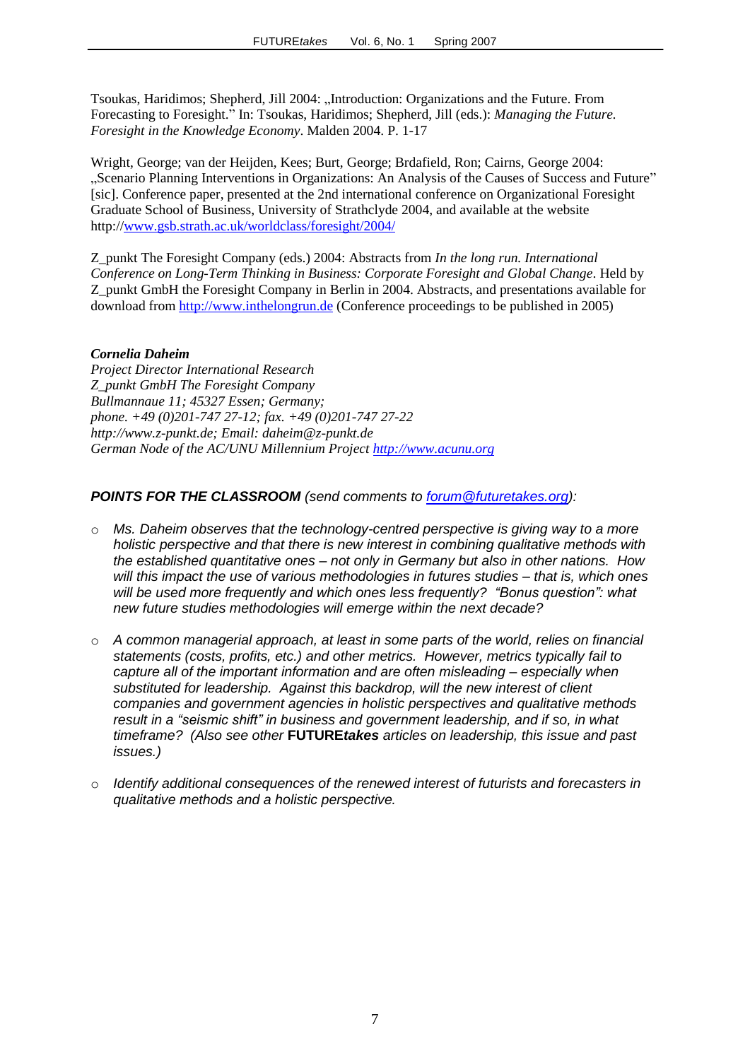Tsoukas, Haridimos; Shepherd, Jill 2004: „Introduction: Organizations and the Future. From Forecasting to Foresight." In: Tsoukas, Haridimos; Shepherd, Jill (eds.): *Managing the Future. Foresight in the Knowledge Economy*. Malden 2004. P. 1-17

Wright, George; van der Heijden, Kees; Burt, George; Brdafield, Ron; Cairns, George 2004: „Scenario Planning Interventions in Organizations: An Analysis of the Causes of Success and Future" [sic]. Conference paper, presented at the 2nd international conference on Organizational Foresight Graduate School of Business, University of Strathclyde 2004, and available at the website http://www.gsb.strath.ac.uk/worldclass/foresight/2004/

Z_punkt The Foresight Company (eds.) 2004: Abstracts from *In the long run. International Conference on Long-Term Thinking in Business: Corporate Foresight and Global Change*. Held by Z_punkt GmbH the Foresight Company in Berlin in 2004. Abstracts, and presentations available for download from http://www.inthelongrun.de (Conference proceedings to be published in 2005)

***Cornelia Daheim***
*Project Director International Research*
*Z_punkt GmbH The Foresight Company*
*Bullmannaue 11; 45327 Essen; Germany;*
*phone. +49 (0)201-747 27-12; fax. +49 (0)201-747 27-22*
*http://www.z-punkt.de; Email: daheim@z-punkt.de*
*German Node of the AC/UNU Millennium Project http://www.acunu.org*

***POINTS FOR THE CLASSROOM** (send comments to forum@futuretakes.org):*

- *Ms. Daheim observes that the technology-centred perspective is giving way to a more holistic perspective and that there is new interest in combining qualitative methods with the established quantitative ones – not only in Germany but also in other nations. How will this impact the use of various methodologies in futures studies – that is, which ones will be used more frequently and which ones less frequently? "Bonus question": what new future studies methodologies will emerge within the next decade?*
- *A common managerial approach, at least in some parts of the world, relies on financial statements (costs, profits, etc.) and other metrics. However, metrics typically fail to capture all of the important information and are often misleading – especially when substituted for leadership. Against this backdrop, will the new interest of client companies and government agencies in holistic perspectives and qualitative methods result in a "seismic shift" in business and government leadership, and if so, in what timeframe? (Also see other* ***FUTUREtakes*** *articles on leadership, this issue and past issues.)*
- *Identify additional consequences of the renewed interest of futurists and forecasters in qualitative methods and a holistic perspective.*